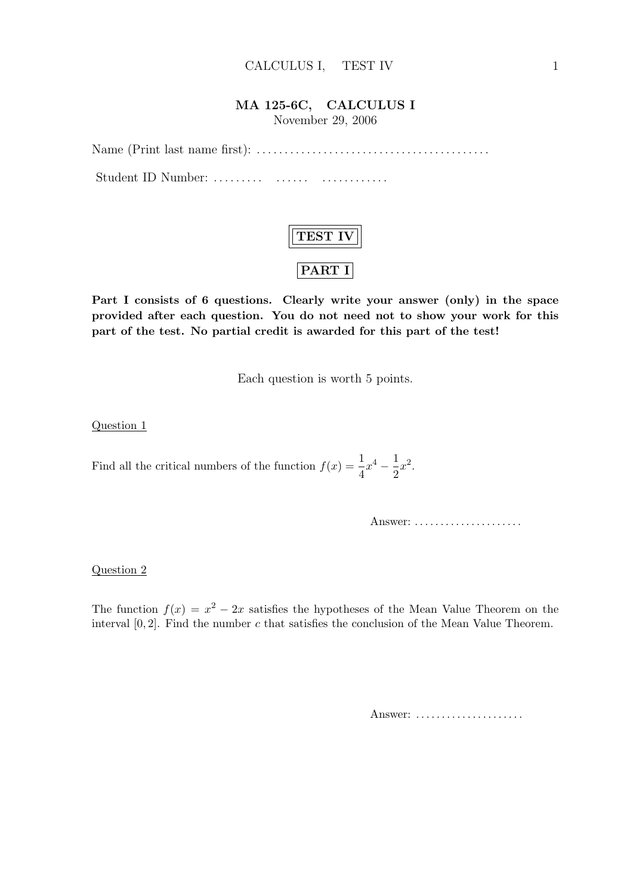# MA 125-6C, CALCULUS I

November 29, 2006

Name (Print last name first): .........................................

Student ID Number: ......... ...... ............

## TEST IV

## PART I

**Part I consists of 6 questions. Clearly write your answer (only) in the space provided after each question. You do not need not to show your work for this part of the test. No partial credit is awarded for this part of the test!**

Each question is worth 5 points.

Question 1

Find all the critical numbers of the function $f(x) = \frac{1}{4}x^4 - \frac{1}{2}x^2$.

Answer: .....................

Question 2

The function $f(x) = x^2 - 2x$ satisfies the hypotheses of the Mean Value Theorem on the interval $[0, 2]$. Find the number $c$ that satisfies the conclusion of the Mean Value Theorem.

Answer: .....................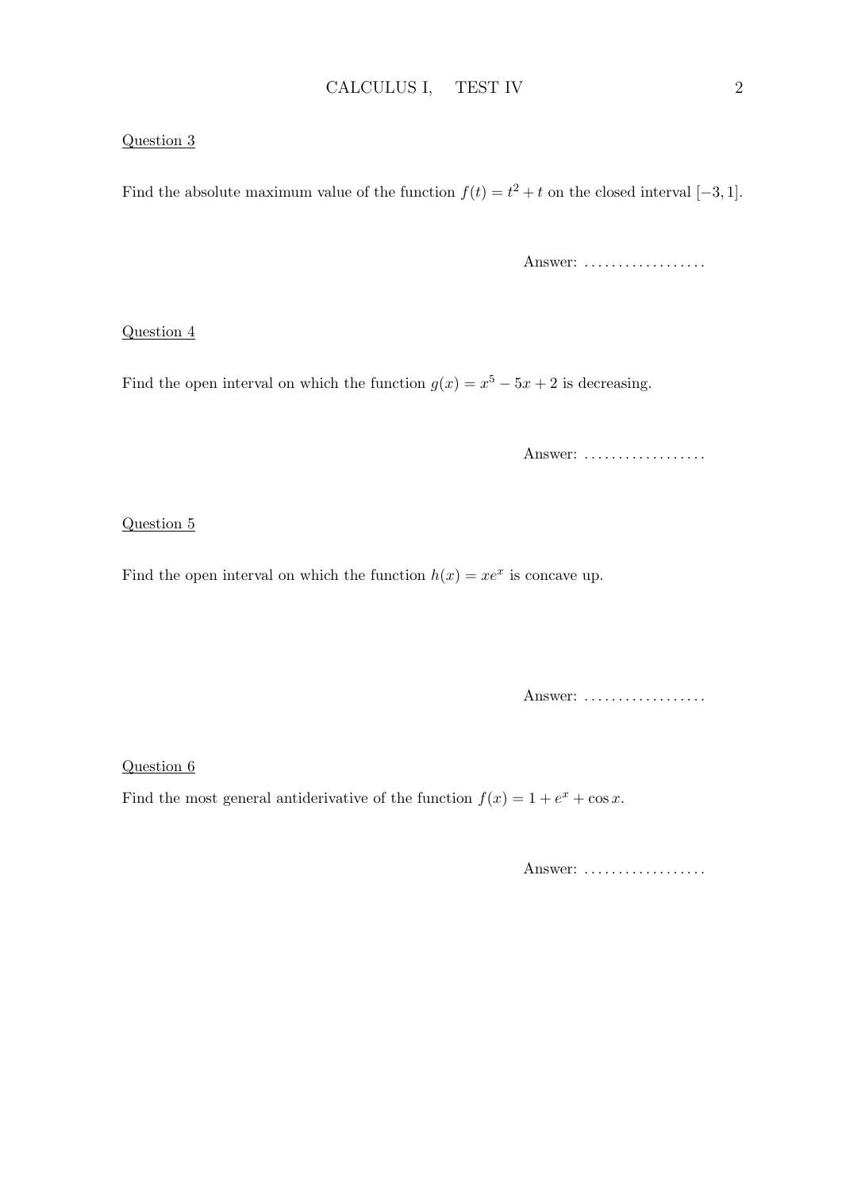Question 3

Find the absolute maximum value of the function $f(t) = t^2 + t$ on the closed interval $[-3, 1]$.

Answer: ..................

Question 4

Find the open interval on which the function $g(x) = x^5 - 5x + 2$ is decreasing.

Answer: ..................

Question 5

Find the open interval on which the function $h(x) = xe^x$ is concave up.

Answer: ..................

Question 6

Find the most general antiderivative of the function $f(x) = 1 + e^x + \cos x$.

Answer: ..................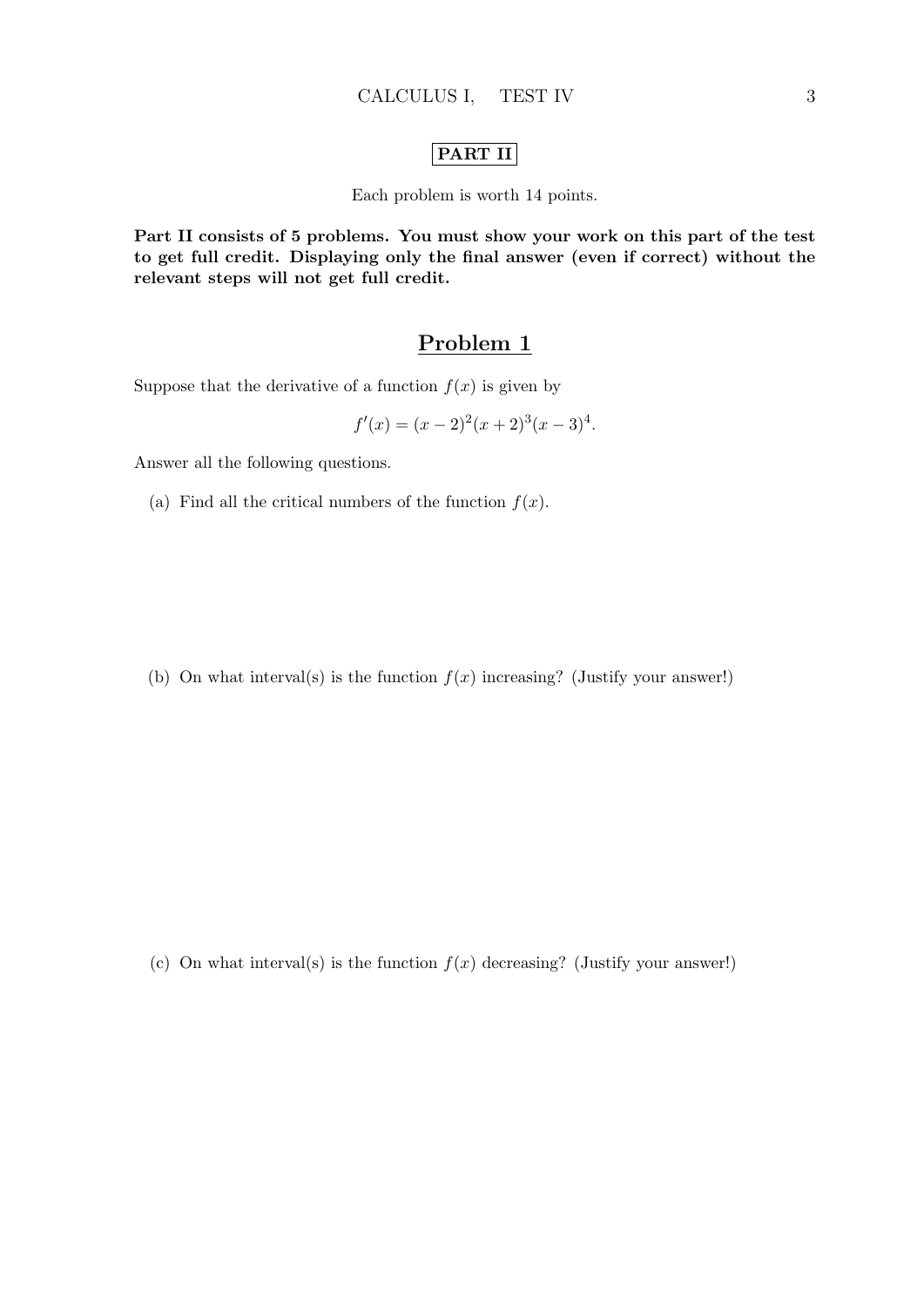**PART II**

Each problem is worth 14 points.

**Part II consists of 5 problems. You must show your work on this part of the test to get full credit. Displaying only the final answer (even if correct) without the relevant steps will not get full credit.**

## Problem 1

Suppose that the derivative of a function $f(x)$ is given by

$$f'(x) = (x-2)^2(x+2)^3(x-3)^4.$$

Answer all the following questions.

(a) Find all the critical numbers of the function $f(x)$.

(b) On what interval(s) is the function $f(x)$ increasing? (Justify your answer!)

(c) On what interval(s) is the function $f(x)$ decreasing? (Justify your answer!)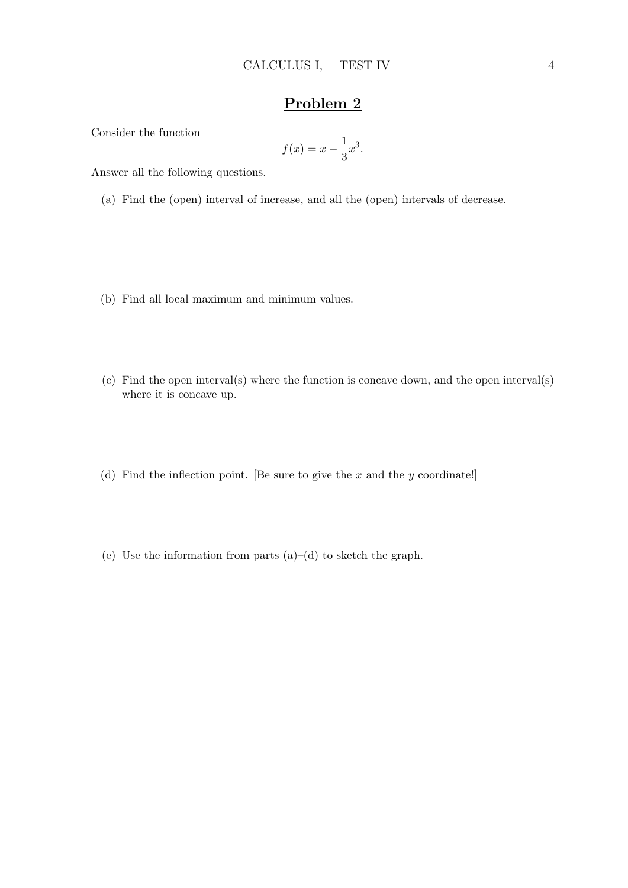## Problem 2

Consider the function

$$f(x) = x - \frac{1}{3}x^3.$$

Answer all the following questions.

(a) Find the (open) interval of increase, and all the (open) intervals of decrease.

(b) Find all local maximum and minimum values.

(c) Find the open interval(s) where the function is concave down, and the open interval(s) where it is concave up.

(d) Find the inflection point. [Be sure to give the $x$ and the $y$ coordinate!]

(e) Use the information from parts (a)–(d) to sketch the graph.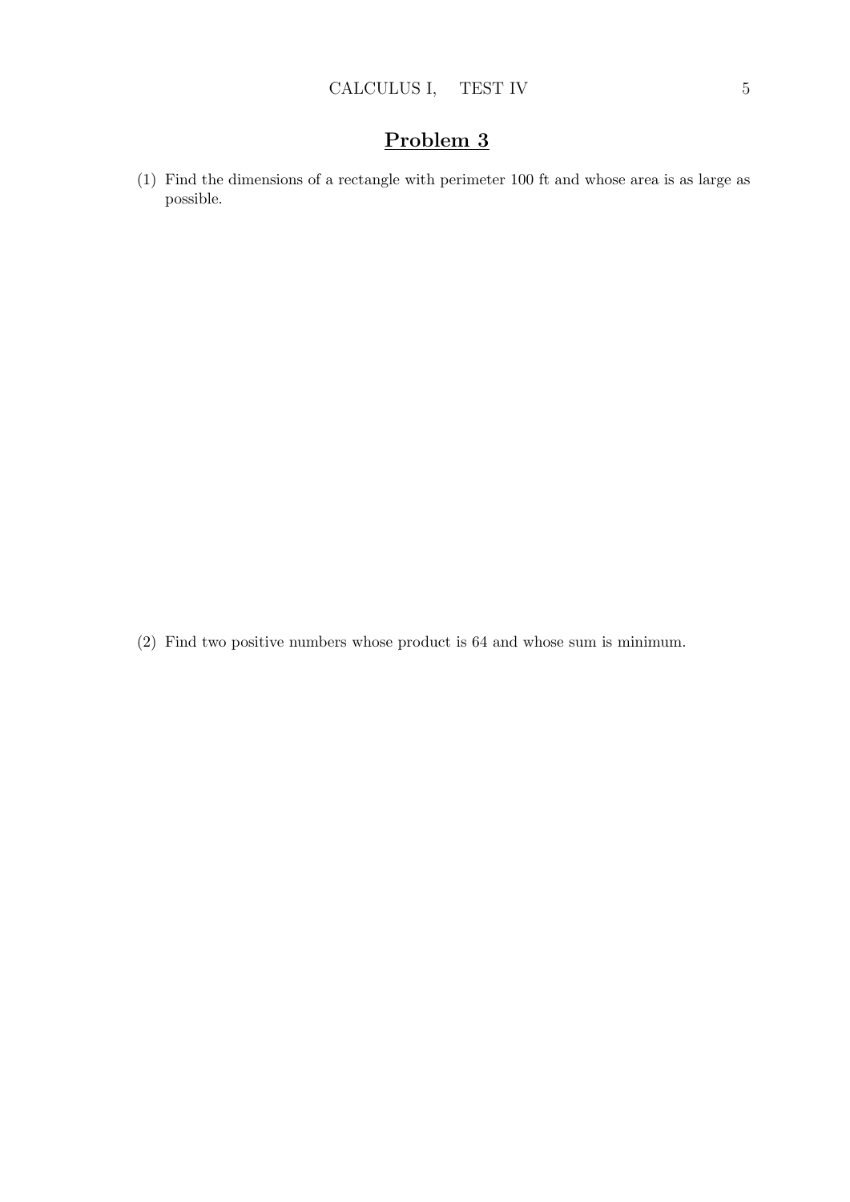## Problem 3

(1) Find the dimensions of a rectangle with perimeter 100 ft and whose area is as large as possible.

(2) Find two positive numbers whose product is 64 and whose sum is minimum.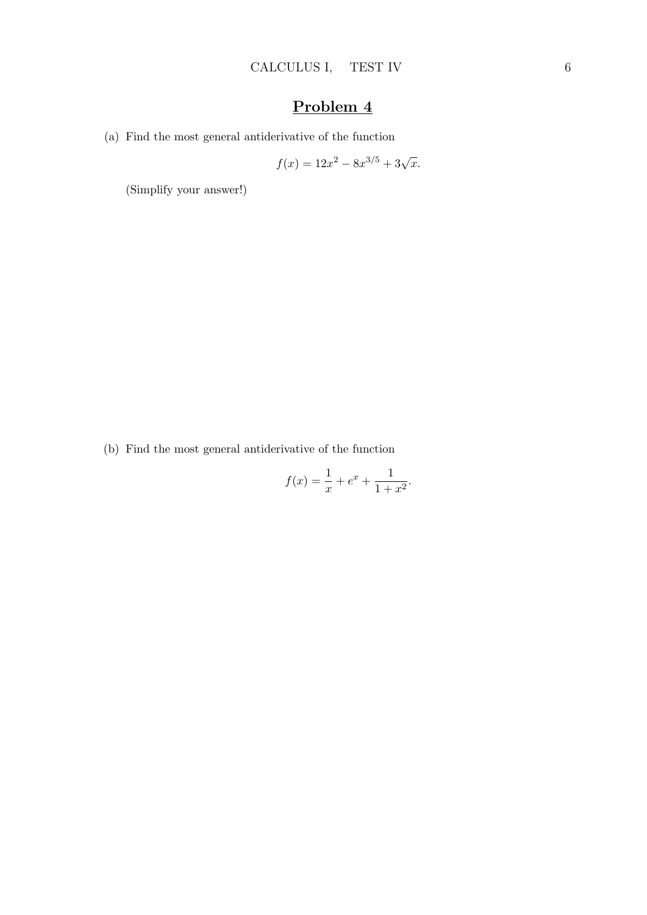# Problem 4

(a) Find the most general antiderivative of the function

$$f(x) = 12x^2 - 8x^{3/5} + 3\sqrt{x}.$$

(Simplify your answer!)

(b) Find the most general antiderivative of the function

$$f(x) = \frac{1}{x} + e^x + \frac{1}{1+x^2}.$$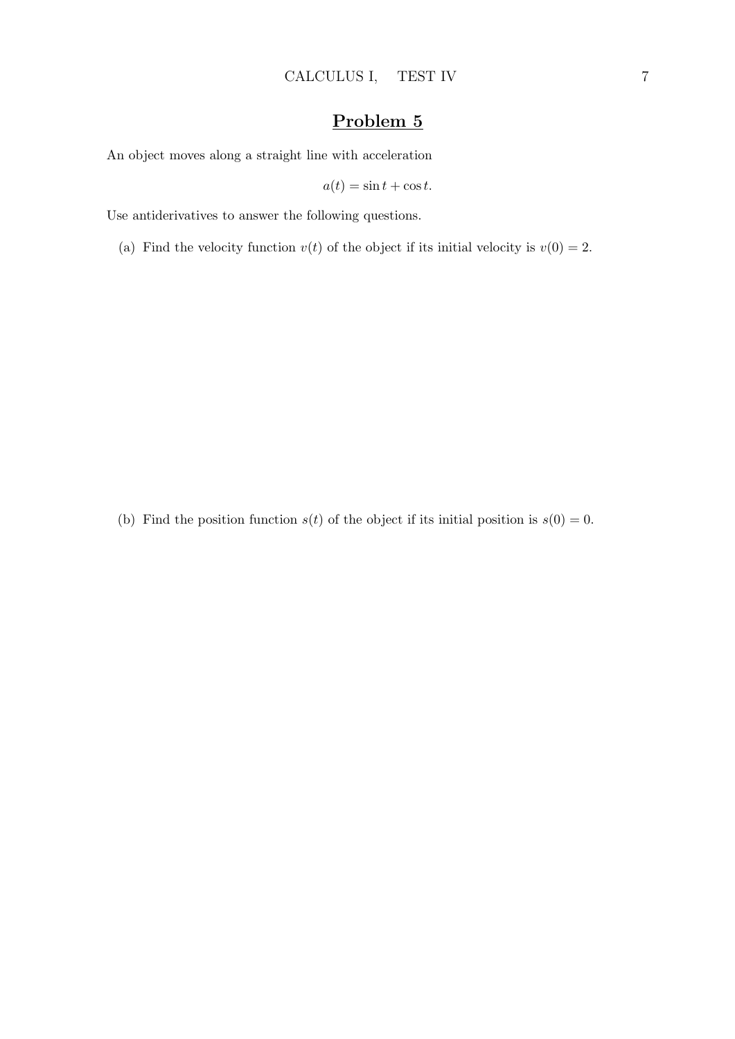# Problem 5

An object moves along a straight line with acceleration

$$a(t) = \sin t + \cos t.$$

Use antiderivatives to answer the following questions.

(a) Find the velocity function $v(t)$ of the object if its initial velocity is $v(0) = 2$.

(b) Find the position function $s(t)$ of the object if its initial position is $s(0) = 0$.